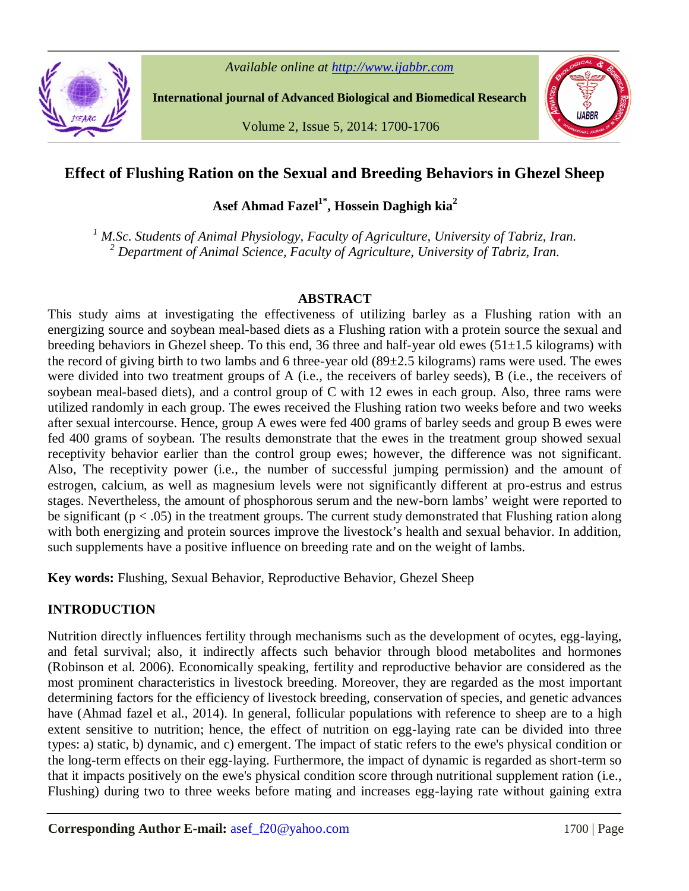# Effect of Flushing Ration on the Sexual and Breeding Behaviors in Ghezel Sheep

**Asef Ahmad Fazel[1*], Hossein Daghigh kia[2]**

*[1] M.Sc. Students of Animal Physiology, Faculty of Agriculture, University of Tabriz, Iran.*
*[2] Department of Animal Science, Faculty of Agriculture, University of Tabriz, Iran.*

## ABSTRACT

This study aims at investigating the effectiveness of utilizing barley as a Flushing ration with an energizing source and soybean meal-based diets as a Flushing ration with a protein source the sexual and breeding behaviors in Ghezel sheep. To this end, 36 three and half-year old ewes (51±1.5 kilograms) with the record of giving birth to two lambs and 6 three-year old (89±2.5 kilograms) rams were used. The ewes were divided into two treatment groups of A (i.e., the receivers of barley seeds), B (i.e., the receivers of soybean meal-based diets), and a control group of C with 12 ewes in each group. Also, three rams were utilized randomly in each group. The ewes received the Flushing ration two weeks before and two weeks after sexual intercourse. Hence, group A ewes were fed 400 grams of barley seeds and group B ewes were fed 400 grams of soybean. The results demonstrate that the ewes in the treatment group showed sexual receptivity behavior earlier than the control group ewes; however, the difference was not significant. Also, The receptivity power (i.e., the number of successful jumping permission) and the amount of estrogen, calcium, as well as magnesium levels were not significantly different at pro-estrus and estrus stages. Nevertheless, the amount of phosphorous serum and the new-born lambs' weight were reported to be significant ($p < .05$) in the treatment groups. The current study demonstrated that Flushing ration along with both energizing and protein sources improve the livestock's health and sexual behavior. In addition, such supplements have a positive influence on breeding rate and on the weight of lambs.

**Key words:** Flushing, Sexual Behavior, Reproductive Behavior, Ghezel Sheep

## INTRODUCTION

Nutrition directly influences fertility through mechanisms such as the development of ocytes, egg-laying, and fetal survival; also, it indirectly affects such behavior through blood metabolites and hormones (Robinson et al. 2006). Economically speaking, fertility and reproductive behavior are considered as the most prominent characteristics in livestock breeding. Moreover, they are regarded as the most important determining factors for the efficiency of livestock breeding, conservation of species, and genetic advances have (Ahmad fazel et al., 2014). In general, follicular populations with reference to sheep are to a high extent sensitive to nutrition; hence, the effect of nutrition on egg-laying rate can be divided into three types: a) static, b) dynamic, and c) emergent. The impact of static refers to the ewe's physical condition or the long-term effects on their egg-laying. Furthermore, the impact of dynamic is regarded as short-term so that it impacts positively on the ewe's physical condition score through nutritional supplement ration (i.e., Flushing) during two to three weeks before mating and increases egg-laying rate without gaining extra

**Corresponding Author E-mail:** asef_f20@yahoo.com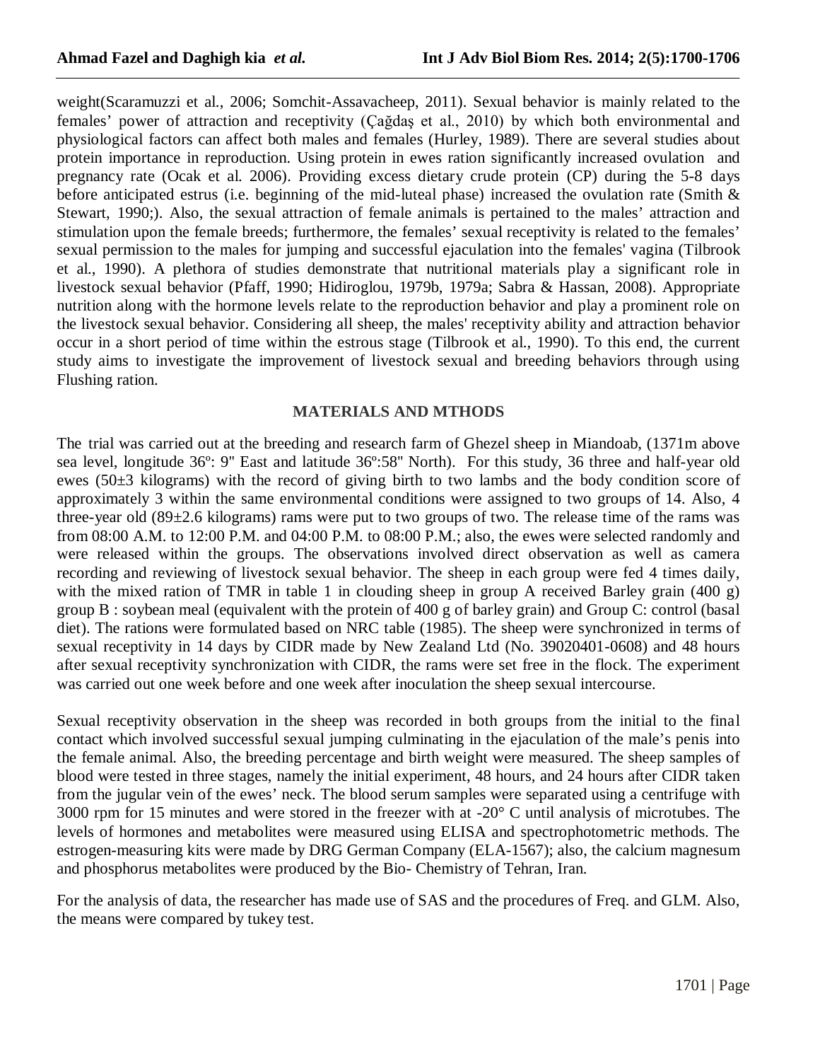weight(Scaramuzzi et al., 2006; Somchit-Assavacheep, 2011). Sexual behavior is mainly related to the females' power of attraction and receptivity (Çağdaş et al., 2010) by which both environmental and physiological factors can affect both males and females (Hurley, 1989). There are several studies about protein importance in reproduction. Using protein in ewes ration significantly increased ovulation and pregnancy rate (Ocak et al. 2006). Providing excess dietary crude protein (CP) during the 5-8 days before anticipated estrus (i.e. beginning of the mid-luteal phase) increased the ovulation rate (Smith & Stewart, 1990;). Also, the sexual attraction of female animals is pertained to the males' attraction and stimulation upon the female breeds; furthermore, the females' sexual receptivity is related to the females' sexual permission to the males for jumping and successful ejaculation into the females' vagina (Tilbrook et al., 1990). A plethora of studies demonstrate that nutritional materials play a significant role in livestock sexual behavior (Pfaff, 1990; Hidiroglou, 1979b, 1979a; Sabra & Hassan, 2008). Appropriate nutrition along with the hormone levels relate to the reproduction behavior and play a prominent role on the livestock sexual behavior. Considering all sheep, the males' receptivity ability and attraction behavior occur in a short period of time within the estrous stage (Tilbrook et al., 1990). To this end, the current study aims to investigate the improvement of livestock sexual and breeding behaviors through using Flushing ration.

## MATERIALS AND MTHODS

The trial was carried out at the breeding and research farm of Ghezel sheep in Miandoab, (1371m above sea level, longitude 36º: 9" East and latitude 36º:58" North). For this study, 36 three and half-year old ewes (50±3 kilograms) with the record of giving birth to two lambs and the body condition score of approximately 3 within the same environmental conditions were assigned to two groups of 14. Also, 4 three-year old (89±2.6 kilograms) rams were put to two groups of two. The release time of the rams was from 08:00 A.M. to 12:00 P.M. and 04:00 P.M. to 08:00 P.M.; also, the ewes were selected randomly and were released within the groups. The observations involved direct observation as well as camera recording and reviewing of livestock sexual behavior. The sheep in each group were fed 4 times daily, with the mixed ration of TMR in table 1 in clouding sheep in group A received Barley grain (400 g) group B : soybean meal (equivalent with the protein of 400 g of barley grain) and Group C: control (basal diet). The rations were formulated based on NRC table (1985). The sheep were synchronized in terms of sexual receptivity in 14 days by CIDR made by New Zealand Ltd (No. 39020401-0608) and 48 hours after sexual receptivity synchronization with CIDR, the rams were set free in the flock. The experiment was carried out one week before and one week after inoculation the sheep sexual intercourse.

Sexual receptivity observation in the sheep was recorded in both groups from the initial to the final contact which involved successful sexual jumping culminating in the ejaculation of the male's penis into the female animal. Also, the breeding percentage and birth weight were measured. The sheep samples of blood were tested in three stages, namely the initial experiment, 48 hours, and 24 hours after CIDR taken from the jugular vein of the ewes' neck. The blood serum samples were separated using a centrifuge with 3000 rpm for 15 minutes and were stored in the freezer with at -20° C until analysis of microtubes. The levels of hormones and metabolites were measured using ELISA and spectrophotometric methods. The estrogen-measuring kits were made by DRG German Company (ELA-1567); also, the calcium magnesum and phosphorus metabolites were produced by the Bio- Chemistry of Tehran, Iran.

For the analysis of data, the researcher has made use of SAS and the procedures of Freq. and GLM. Also, the means were compared by tukey test.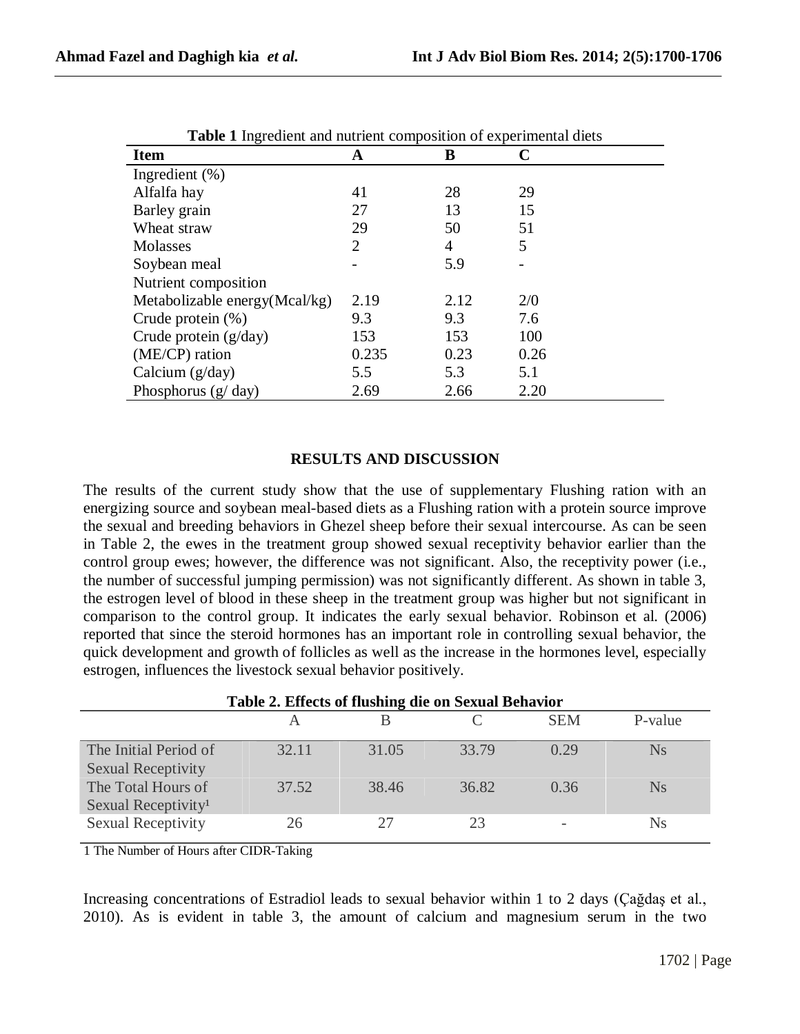**Table 1** Ingredient and nutrient composition of experimental diets

| Item | A | B | C |
|---|---|---|---|
| Ingredient (%) | | | |
| Alfalfa hay | 41 | 28 | 29 |
| Barley grain | 27 | 13 | 15 |
| Wheat straw | 29 | 50 | 51 |
| Molasses | 2 | 4 | 5 |
| Soybean meal | - | 5.9 | - |
| Nutrient composition | | | |
| Metabolizable energy(Mcal/kg) | 2.19 | 2.12 | 2/0 |
| Crude protein (%) | 9.3 | 9.3 | 7.6 |
| Crude protein (g/day) | 153 | 153 | 100 |
| (ME/CP) ration | 0.235 | 0.23 | 0.26 |
| Calcium (g/day) | 5.5 | 5.3 | 5.1 |
| Phosphorus (g/ day) | 2.69 | 2.66 | 2.20 |

## RESULTS AND DISCUSSION

The results of the current study show that the use of supplementary Flushing ration with an energizing source and soybean meal-based diets as a Flushing ration with a protein source improve the sexual and breeding behaviors in Ghezel sheep before their sexual intercourse. As can be seen in Table 2, the ewes in the treatment group showed sexual receptivity behavior earlier than the control group ewes; however, the difference was not significant. Also, the receptivity power (i.e., the number of successful jumping permission) was not significantly different. As shown in table 3, the estrogen level of blood in these sheep in the treatment group was higher but not significant in comparison to the control group. It indicates the early sexual behavior. Robinson et al. (2006) reported that since the steroid hormones has an important role in controlling sexual behavior, the quick development and growth of follicles as well as the increase in the hormones level, especially estrogen, influences the livestock sexual behavior positively.

**Table 2. Effects of flushing die on Sexual Behavior**

| | A | B | C | SEM | P-value |
|---|---|---|---|---|---|
| The Initial Period of Sexual Receptivity | 32.11 | 31.05 | 33.79 | 0.29 | Ns |
| The Total Hours of Sexual Receptivity[1] | 37.52 | 38.46 | 36.82 | 0.36 | Ns |
| Sexual Receptivity | 26 | 27 | 23 | - | Ns |

1 The Number of Hours after CIDR-Taking

Increasing concentrations of Estradiol leads to sexual behavior within 1 to 2 days (Çağdaş et al., 2010). As is evident in table 3, the amount of calcium and magnesium serum in the two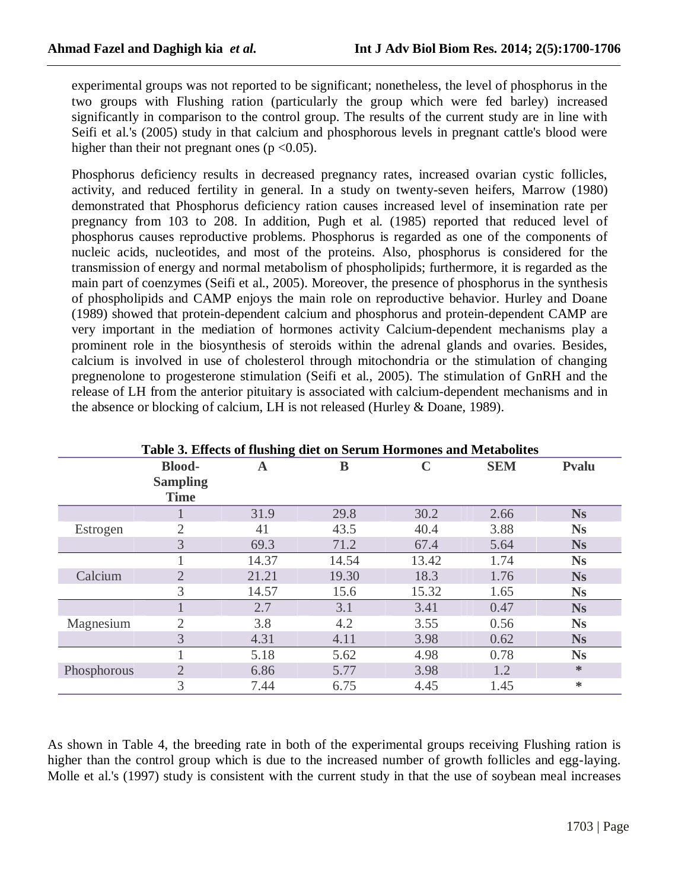experimental groups was not reported to be significant; nonetheless, the level of phosphorus in the two groups with Flushing ration (particularly the group which were fed barley) increased significantly in comparison to the control group. The results of the current study are in line with Seifi et al.'s (2005) study in that calcium and phosphorous levels in pregnant cattle's blood were higher than their not pregnant ones ($p < 0.05$).

Phosphorus deficiency results in decreased pregnancy rates, increased ovarian cystic follicles, activity, and reduced fertility in general. In a study on twenty-seven heifers, Marrow (1980) demonstrated that Phosphorus deficiency ration causes increased level of insemination rate per pregnancy from 103 to 208. In addition, Pugh et al. (1985) reported that reduced level of phosphorus causes reproductive problems. Phosphorus is regarded as one of the components of nucleic acids, nucleotides, and most of the proteins. Also, phosphorus is considered for the transmission of energy and normal metabolism of phospholipids; furthermore, it is regarded as the main part of coenzymes (Seifi et al., 2005). Moreover, the presence of phosphorus in the synthesis of phospholipids and CAMP enjoys the main role on reproductive behavior. Hurley and Doane (1989) showed that protein-dependent calcium and phosphorus and protein-dependent CAMP are very important in the mediation of hormones activity Calcium-dependent mechanisms play a prominent role in the biosynthesis of steroids within the adrenal glands and ovaries. Besides, calcium is involved in use of cholesterol through mitochondria or the stimulation of changing pregnenolone to progesterone stimulation (Seifi et al., 2005). The stimulation of GnRH and the release of LH from the anterior pituitary is associated with calcium-dependent mechanisms and in the absence or blocking of calcium, LH is not released (Hurley & Doane, 1989).

**Table 3. Effects of flushing diet on Serum Hormones and Metabolites**

| | Blood-Sampling Time | A | B | C | SEM | Pvalu |
|---|---|---|---|---|---|---|
| Estrogen | 1 | 31.9 | 29.8 | 30.2 | 2.66 | Ns |
| | 2 | 41 | 43.5 | 40.4 | 3.88 | Ns |
| | 3 | 69.3 | 71.2 | 67.4 | 5.64 | Ns |
| Calcium | 1 | 14.37 | 14.54 | 13.42 | 1.74 | Ns |
| | 2 | 21.21 | 19.30 | 18.3 | 1.76 | Ns |
| | 3 | 14.57 | 15.6 | 15.32 | 1.65 | Ns |
| Magnesium | 1 | 2.7 | 3.1 | 3.41 | 0.47 | Ns |
| | 2 | 3.8 | 4.2 | 3.55 | 0.56 | Ns |
| | 3 | 4.31 | 4.11 | 3.98 | 0.62 | Ns |
| Phosphorous | 1 | 5.18 | 5.62 | 4.98 | 0.78 | Ns |
| | 2 | 6.86 | 5.77 | 3.98 | 1.2 | * |
| | 3 | 7.44 | 6.75 | 4.45 | 1.45 | * |

As shown in Table 4, the breeding rate in both of the experimental groups receiving Flushing ration is higher than the control group which is due to the increased number of growth follicles and egg-laying. Molle et al.'s (1997) study is consistent with the current study in that the use of soybean meal increases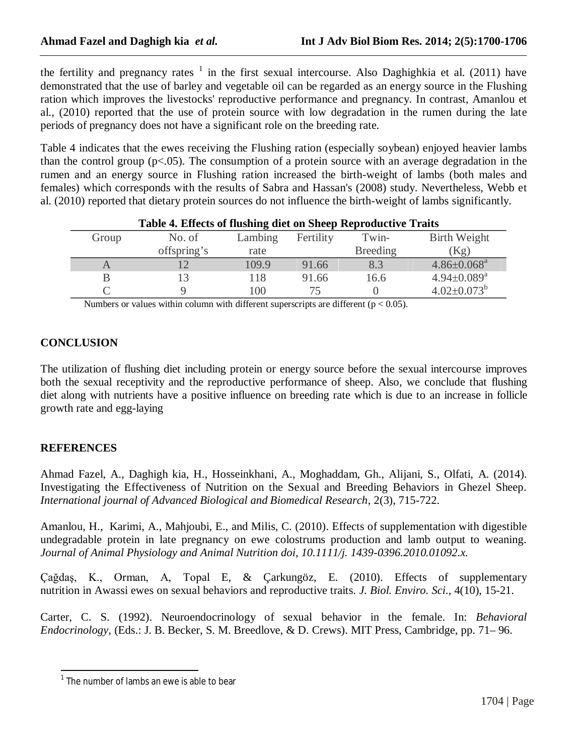the fertility and pregnancy rates [1] in the first sexual intercourse. Also Daghighkia et al. (2011) have demonstrated that the use of barley and vegetable oil can be regarded as an energy source in the Flushing ration which improves the livestocks' reproductive performance and pregnancy. In contrast, Amanlou et al., (2010) reported that the use of protein source with low degradation in the rumen during the late periods of pregnancy does not have a significant role on the breeding rate.

Table 4 indicates that the ewes receiving the Flushing ration (especially soybean) enjoyed heavier lambs than the control group ($p<.05$). The consumption of a protein source with an average degradation in the rumen and an energy source in Flushing ration increased the birth-weight of lambs (both males and females) which corresponds with the results of Sabra and Hassan's (2008) study. Nevertheless, Webb et al. (2010) reported that dietary protein sources do not influence the birth-weight of lambs significantly.

**Table 4. Effects of flushing diet on Sheep Reproductive Traits**

| Group | No. of offspring's | Lambing rate | Fertility | Twin-Breeding | Birth Weight (Kg) |
|---|---|---|---|---|---|
| A | 12 | 109.9 | 91.66 | 8.3 | $4.86{\pm}0.068^{a}$ |
| B | 13 | 118 | 91.66 | 16.6 | $4.94{\pm}0.089^{a}$ |
| C | 9 | 100 | 75 | 0 | $4.02{\pm}0.073^{b}$ |

Numbers or values within column with different superscripts are different ($p < 0.05$).

## CONCLUSION

The utilization of flushing diet including protein or energy source before the sexual intercourse improves both the sexual receptivity and the reproductive performance of sheep. Also, we conclude that flushing diet along with nutrients have a positive influence on breeding rate which is due to an increase in follicle growth rate and egg-laying

## REFERENCES

Ahmad Fazel, A., Daghigh kia, H., Hosseinkhani, A., Moghaddam, Gh., Alijani, S., Olfati, A. (2014). Investigating the Effectiveness of Nutrition on the Sexual and Breeding Behaviors in Ghezel Sheep. *International journal of Advanced Biological and Biomedical Research*, 2(3), 715-722.

Amanlou, H., Karimi, A., Mahjoubi, E., and Milis, C. (2010). Effects of supplementation with digestible undegradable protein in late pregnancy on ewe colostrums production and lamb output to weaning. *Journal of Animal Physiology and Animal Nutrition doi, 10.1111/j. 1439-0396.2010.01092.x.*

Çağdaş, K., Orman, A, Topal E, & Çarkungöz, E. (2010). Effects of supplementary nutrition in Awassi ewes on sexual behaviors and reproductive traits. *J. Biol. Enviro. Sci.*, 4(10), 15-21.

Carter, C. S. (1992). Neuroendocrinology of sexual behavior in the female. In: *Behavioral Endocrinology*, (Eds.: J. B. Becker, S. M. Breedlove, & D. Crews). MIT Press, Cambridge, pp. 71– 96.

[1] The number of lambs an ewe is able to bear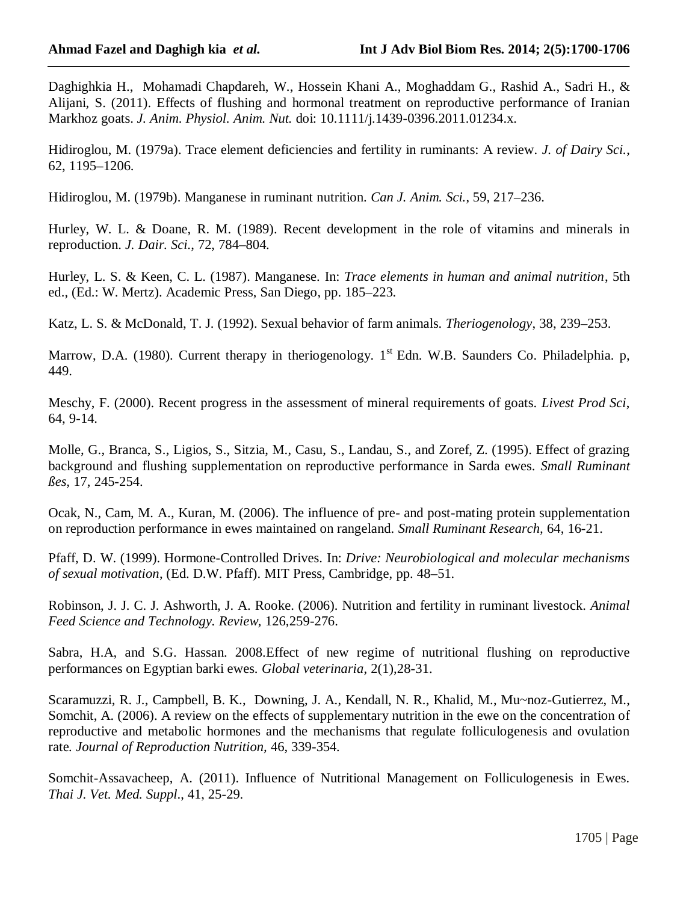Daghighkia H., Mohamadi Chapdareh, W., Hossein Khani A., Moghaddam G., Rashid A., Sadri H., & Alijani, S. (2011). Effects of flushing and hormonal treatment on reproductive performance of Iranian Markhoz goats. *J. Anim. Physiol. Anim. Nut.* doi: 10.1111/j.1439-0396.2011.01234.x.

Hidiroglou, M. (1979a). Trace element deficiencies and fertility in ruminants: A review. *J. of Dairy Sci.*, 62, 1195–1206.

Hidiroglou, M. (1979b). Manganese in ruminant nutrition. *Can J. Anim. Sci.*, 59, 217–236.

Hurley, W. L. & Doane, R. M. (1989). Recent development in the role of vitamins and minerals in reproduction. *J. Dair. Sci.*, 72, 784–804.

Hurley, L. S. & Keen, C. L. (1987). Manganese. In: *Trace elements in human and animal nutrition*, 5th ed., (Ed.: W. Mertz). Academic Press, San Diego, pp. 185–223.

Katz, L. S. & McDonald, T. J. (1992). Sexual behavior of farm animals. *Theriogenology*, 38, 239–253.

Marrow, D.A. (1980). Current therapy in theriogenology. 1st Edn. W.B. Saunders Co. Philadelphia. p, 449.

Meschy, F. (2000). Recent progress in the assessment of mineral requirements of goats. *Livest Prod Sci*, 64, 9-14.

Molle, G., Branca, S., Ligios, S., Sitzia, M., Casu, S., Landau, S., and Zoref, Z. (1995). Effect of grazing background and flushing supplementation on reproductive performance in Sarda ewes. *Small Ruminant ßes*, 17, 245-254.

Ocak, N., Cam, M. A., Kuran, M. (2006). The influence of pre- and post-mating protein supplementation on reproduction performance in ewes maintained on rangeland. *Small Ruminant Research*, 64, 16-21.

Pfaff, D. W. (1999). Hormone-Controlled Drives. In: *Drive: Neurobiological and molecular mechanisms of sexual motivation*, (Ed. D.W. Pfaff). MIT Press, Cambridge, pp. 48–51.

Robinson, J. J. C. J. Ashworth, J. A. Rooke. (2006). Nutrition and fertility in ruminant livestock. *Animal Feed Science and Technology. Review*, 126,259-276.

Sabra, H.A, and S.G. Hassan. 2008.Effect of new regime of nutritional flushing on reproductive performances on Egyptian barki ewes. *Global veterinaria*, 2(1),28-31.

Scaramuzzi, R. J., Campbell, B. K., Downing, J. A., Kendall, N. R., Khalid, M., Mu~noz-Gutierrez, M., Somchit, A. (2006). A review on the effects of supplementary nutrition in the ewe on the concentration of reproductive and metabolic hormones and the mechanisms that regulate folliculogenesis and ovulation rate. *Journal of Reproduction Nutrition*, 46, 339-354.

Somchit-Assavacheep, A. (2011). Influence of Nutritional Management on Folliculogenesis in Ewes. *Thai J. Vet. Med. Suppl.*, 41, 25-29.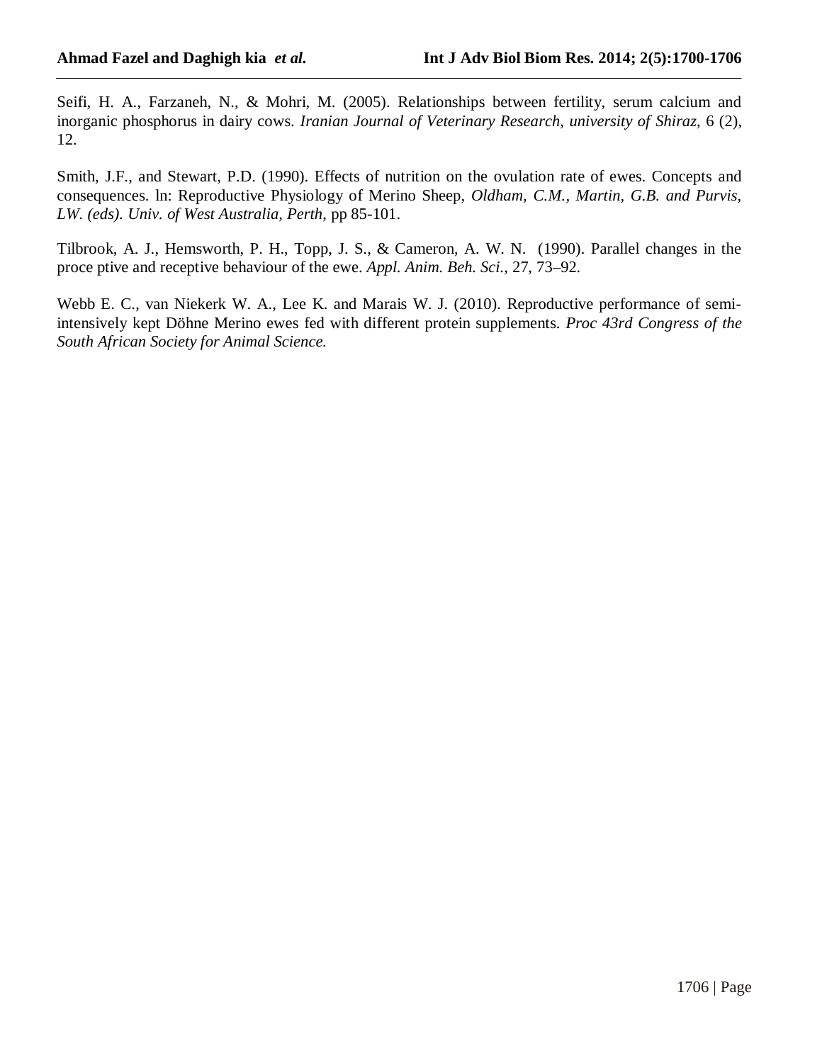Seifi, H. A., Farzaneh, N., & Mohri, M. (2005). Relationships between fertility, serum calcium and inorganic phosphorus in dairy cows. *Iranian Journal of Veterinary Research, university of Shiraz*, 6 (2), 12.

Smith, J.F., and Stewart, P.D. (1990). Effects of nutrition on the ovulation rate of ewes. Concepts and consequences. ln: Reproductive Physiology of Merino Sheep, *Oldham, C.M., Martin, G.B. and Purvis, LW. (eds). Univ. of West Australia, Perth*, pp 85-101.

Tilbrook, A. J., Hemsworth, P. H., Topp, J. S., & Cameron, A. W. N. (1990). Parallel changes in the proce ptive and receptive behaviour of the ewe. *Appl. Anim. Beh. Sci.*, 27, 73–92.

Webb E. C., van Niekerk W. A., Lee K. and Marais W. J. (2010). Reproductive performance of semi-intensively kept Döhne Merino ewes fed with different protein supplements. *Proc 43rd Congress of the South African Society for Animal Science.*